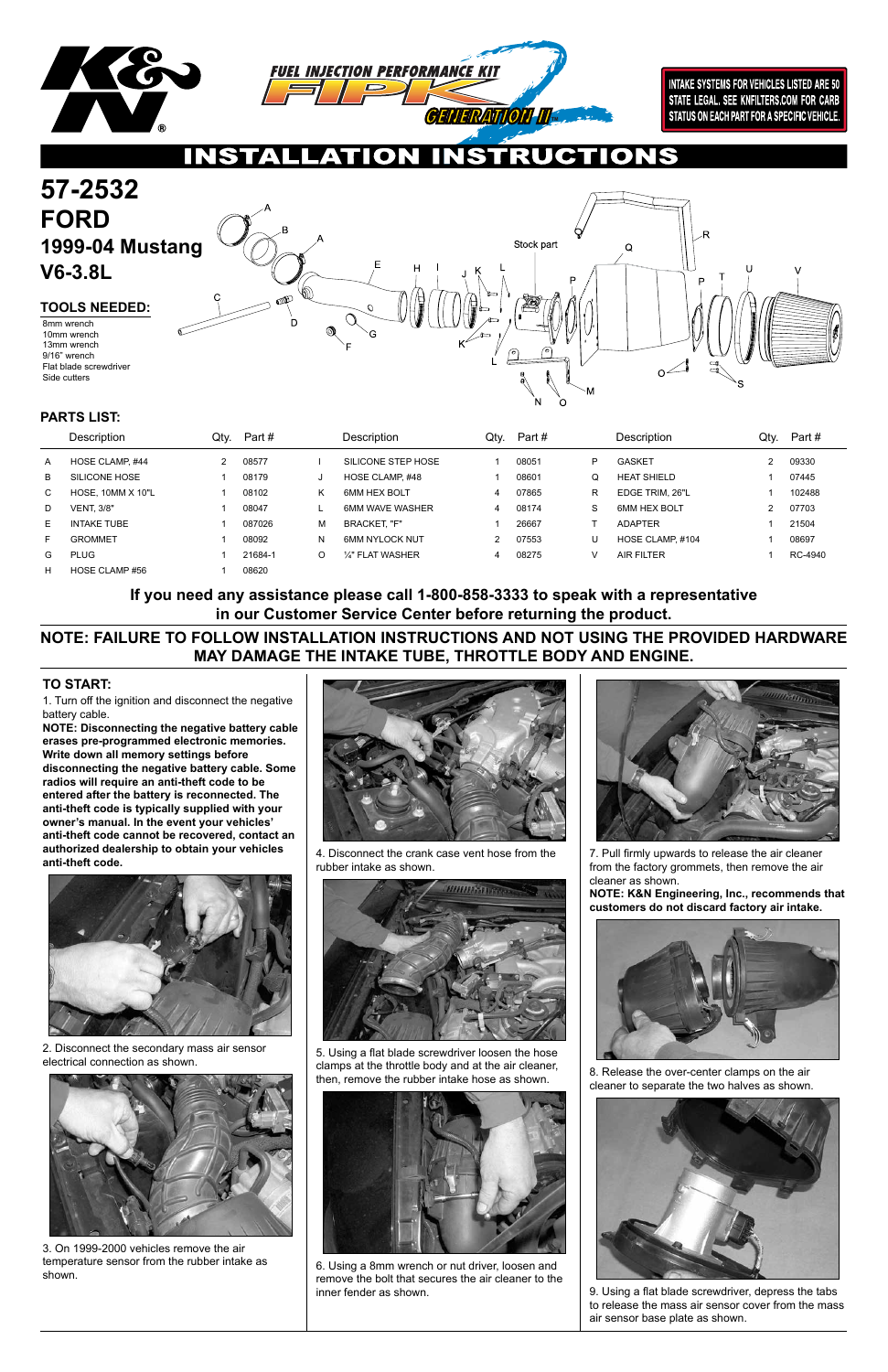INTAKE SYSTEMS FOR VEHICLES LISTED ARE 50 STATE LEGAL. SEE KNFILTERS.COM FOR CARB STATUS ON EACH PART FOR A SPECIFIC VEHICLE.

# INSTALLATION INSTRUCTIONS

# 57-2532
# FORD
## 1999-04 Mustang
## V6-3.8L

### TOOLS NEEDED:

- 8mm wrench
- 10mm wrench
- 13mm wrench
- 9/16" wrench
- Flat blade screwdriver
- Side cutters

### PARTS LIST:

| | Description | Qty. | Part # | | Description | Qty. | Part # | | Description | Qty. | Part # |
|---|---|---|---|---|---|---|---|---|---|---|---|
| A | HOSE CLAMP, #44 | 2 | 08577 | I | SILICONE STEP HOSE | 1 | 08051 | P | GASKET | 2 | 09330 |
| B | SILICONE HOSE | 1 | 08179 | J | HOSE CLAMP, #48 | 1 | 08601 | Q | HEAT SHIELD | 1 | 07445 |
| C | HOSE, 10MM X 10"L | 1 | 08102 | K | 6MM HEX BOLT | 4 | 07865 | R | EDGE TRIM, 26"L | 1 | 102488 |
| D | VENT, 3/8" | 1 | 08047 | L | 6MM WAVE WASHER | 4 | 08174 | S | 6MM HEX BOLT | 2 | 07703 |
| E | INTAKE TUBE | 1 | 087026 | M | BRACKET, "F" | 1 | 26667 | T | ADAPTER | 1 | 21504 |
| F | GROMMET | 1 | 08092 | N | 6MM NYLOCK NUT | 2 | 07553 | U | HOSE CLAMP, #104 | 1 | 08697 |
| G | PLUG | 1 | 21684-1 | O | ¼" FLAT WASHER | 4 | 08275 | V | AIR FILTER | 1 | RC-4940 |
| H | HOSE CLAMP #56 | 1 | 08620 | | | | | | | | |

**If you need any assistance please call 1-800-858-3333 to speak with a representative in our Customer Service Center before returning the product.**

**NOTE: FAILURE TO FOLLOW INSTALLATION INSTRUCTIONS AND NOT USING THE PROVIDED HARDWARE MAY DAMAGE THE INTAKE TUBE, THROTTLE BODY AND ENGINE.**

### TO START:

1. Turn off the ignition and disconnect the negative battery cable.

**NOTE: Disconnecting the negative battery cable erases pre-programmed electronic memories. Write down all memory settings before disconnecting the negative battery cable. Some radios will require an anti-theft code to be entered after the battery is reconnected. The anti-theft code is typically supplied with your owner's manual. In the event your vehicles' anti-theft code cannot be recovered, contact an authorized dealership to obtain your vehicles anti-theft code.**

2. Disconnect the secondary mass air sensor electrical connection as shown.

3. On 1999-2000 vehicles remove the air temperature sensor from the rubber intake as shown.

4. Disconnect the crank case vent hose from the rubber intake as shown.

5. Using a flat blade screwdriver loosen the hose clamps at the throttle body and at the air cleaner, then, remove the rubber intake hose as shown.

6. Using a 8mm wrench or nut driver, loosen and remove the bolt that secures the air cleaner to the inner fender as shown.

7. Pull firmly upwards to release the air cleaner from the factory grommets, then remove the air cleaner as shown.

**NOTE: K&N Engineering, Inc., recommends that customers do not discard factory air intake.**

8. Release the over-center clamps on the air cleaner to separate the two halves as shown.

9. Using a flat blade screwdriver, depress the tabs to release the mass air sensor cover from the mass air sensor base plate as shown.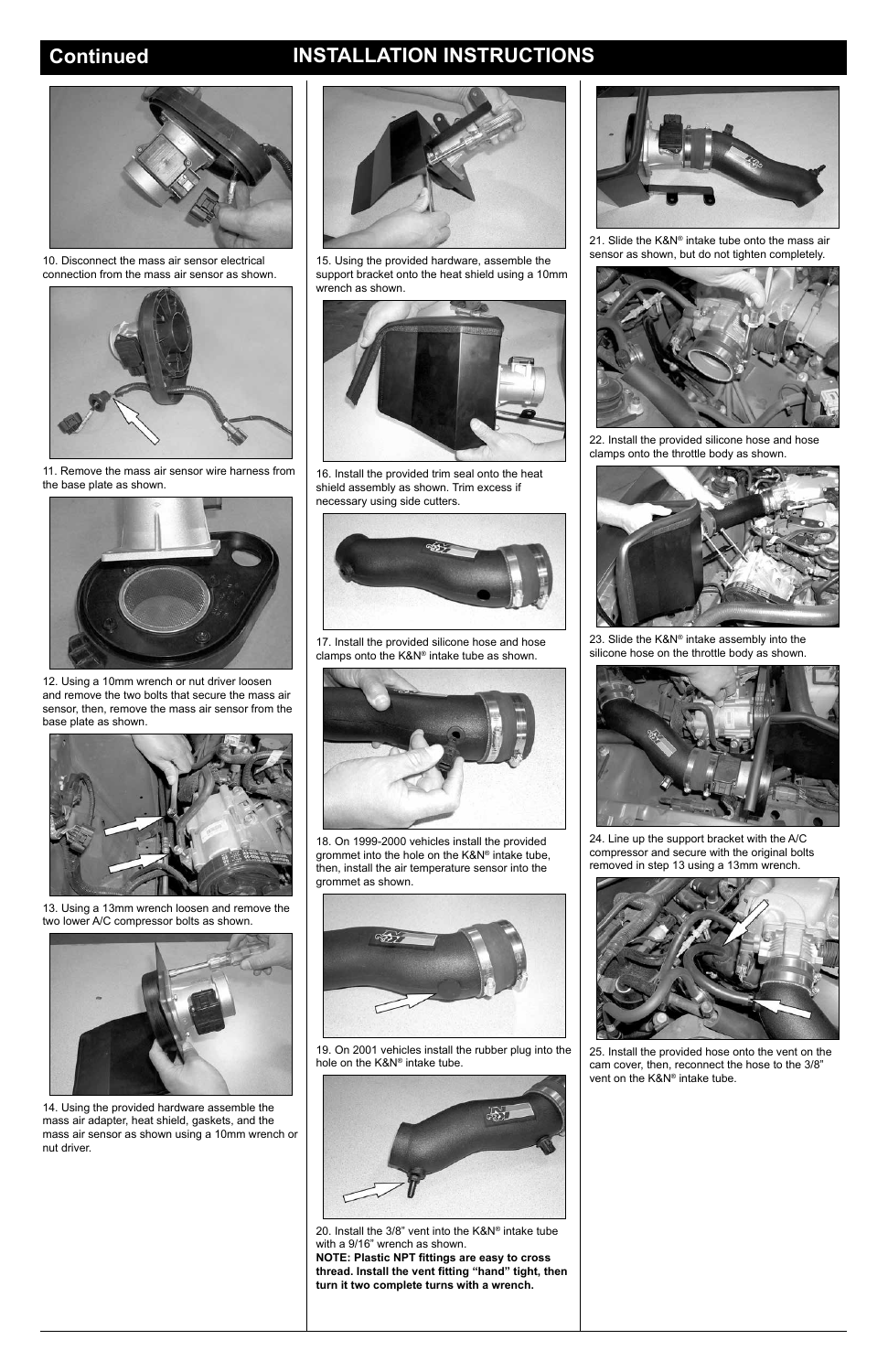## Continued INSTALLATION INSTRUCTIONS

10. Disconnect the mass air sensor electrical connection from the mass air sensor as shown.

11. Remove the mass air sensor wire harness from the base plate as shown.

12. Using a 10mm wrench or nut driver loosen and remove the two bolts that secure the mass air sensor, then, remove the mass air sensor from the base plate as shown.

13. Using a 13mm wrench loosen and remove the two lower A/C compressor bolts as shown.

14. Using the provided hardware assemble the mass air adapter, heat shield, gaskets, and the mass air sensor as shown using a 10mm wrench or nut driver.

15. Using the provided hardware, assemble the support bracket onto the heat shield using a 10mm wrench as shown.

16. Install the provided trim seal onto the heat shield assembly as shown. Trim excess if necessary using side cutters.

17. Install the provided silicone hose and hose clamps onto the K&N® intake tube as shown.

18. On 1999-2000 vehicles install the provided grommet into the hole on the K&N® intake tube, then, install the air temperature sensor into the grommet as shown.

19. On 2001 vehicles install the rubber plug into the hole on the K&N® intake tube.

20. Install the 3/8" vent into the K&N® intake tube with a 9/16" wrench as shown.
**NOTE: Plastic NPT fittings are easy to cross thread. Install the vent fitting "hand" tight, then turn it two complete turns with a wrench.**

21. Slide the K&N® intake tube onto the mass air sensor as shown, but do not tighten completely.

22. Install the provided silicone hose and hose clamps onto the throttle body as shown.

23. Slide the K&N® intake assembly into the silicone hose on the throttle body as shown.

24. Line up the support bracket with the A/C compressor and secure with the original bolts removed in step 13 using a 13mm wrench.

25. Install the provided hose onto the vent on the cam cover, then, reconnect the hose to the 3/8" vent on the K&N® intake tube.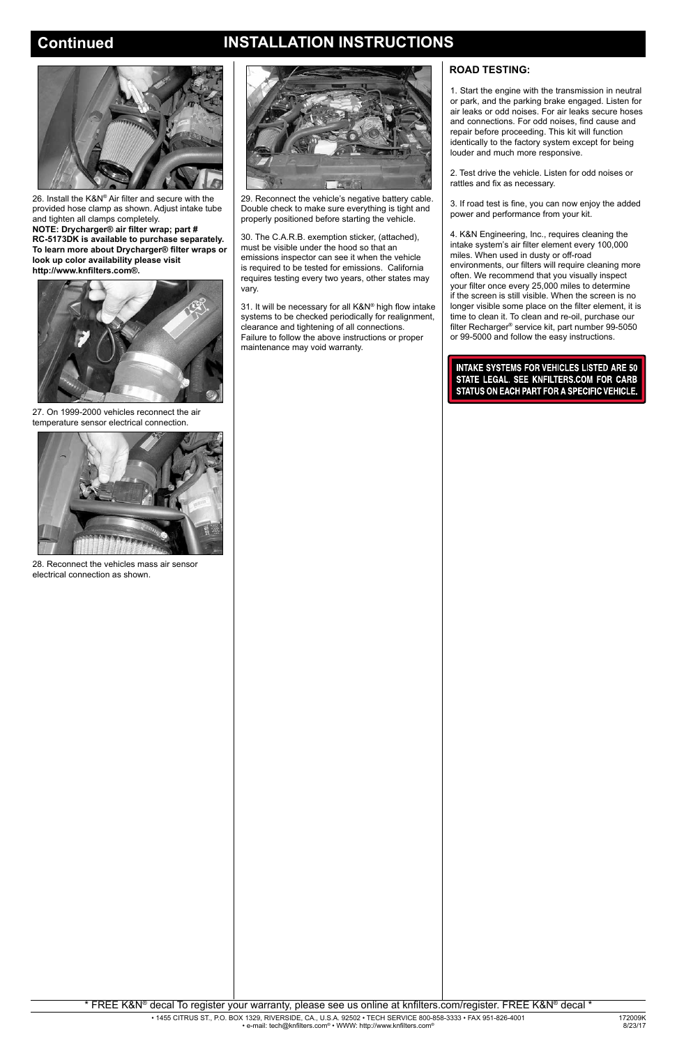## Continued INSTALLATION INSTRUCTIONS

26. Install the K&N® Air filter and secure with the provided hose clamp as shown. Adjust intake tube and tighten all clamps completely.
**NOTE: Drycharger® air filter wrap; part # RC-5173DK is available to purchase separately. To learn more about Drycharger® filter wraps or look up color availability please visit http://www.knfilters.com®.**

27. On 1999-2000 vehicles reconnect the air temperature sensor electrical connection.

28. Reconnect the vehicles mass air sensor electrical connection as shown.

29. Reconnect the vehicle's negative battery cable. Double check to make sure everything is tight and properly positioned before starting the vehicle.

30. The C.A.R.B. exemption sticker, (attached), must be visible under the hood so that an emissions inspector can see it when the vehicle is required to be tested for emissions. California requires testing every two years, other states may vary.

31. It will be necessary for all K&N® high flow intake systems to be checked periodically for realignment, clearance and tightening of all connections. Failure to follow the above instructions or proper maintenance may void warranty.

### ROAD TESTING:

1. Start the engine with the transmission in neutral or park, and the parking brake engaged. Listen for air leaks or odd noises. For air leaks secure hoses and connections. For odd noises, find cause and repair before proceeding. This kit will function identically to the factory system except for being louder and much more responsive.

2. Test drive the vehicle. Listen for odd noises or rattles and fix as necessary.

3. If road test is fine, you can now enjoy the added power and performance from your kit.

4. K&N Engineering, Inc., requires cleaning the intake system's air filter element every 100,000 miles. When used in dusty or off-road environments, our filters will require cleaning more often. We recommend that you visually inspect your filter once every 25,000 miles to determine if the screen is still visible. When the screen is no longer visible some place on the filter element, it is time to clean it. To clean and re-oil, purchase our filter Recharger® service kit, part number 99-5050 or 99-5000 and follow the easy instructions.

**INTAKE SYSTEMS FOR VEHICLES LISTED ARE 50 STATE LEGAL. SEE KNFILTERS.COM FOR CARB STATUS ON EACH PART FOR A SPECIFIC VEHICLE.**

\* FREE K&N® decal To register your warranty, please see us online at knfilters.com/register. FREE K&N® decal \*

• 1455 CITRUS ST., P.O. BOX 1329, RIVERSIDE, CA., U.S.A. 92502 • TECH SERVICE 800-858-3333 • FAX 951-826-4001
• e-mail: tech@knfilters.com® • WWW: http://www.knfilters.com®

172009K
8/23/17